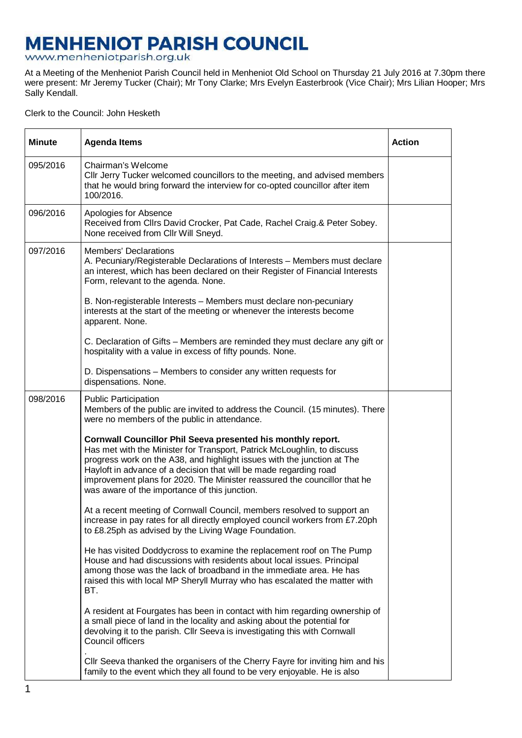# MENHENIOT PARISH COUNCIL

www.menheniotparish.org.uk

At a Meeting of the Menheniot Parish Council held in Menheniot Old School on Thursday 21 July 2016 at 7.30pm there were present: Mr Jeremy Tucker (Chair); Mr Tony Clarke; Mrs Evelyn Easterbrook (Vice Chair); Mrs Lilian Hooper; Mrs Sally Kendall.

Clerk to the Council: John Hesketh

| Minute | Agenda Items | Action |
|---|---|---|
| 095/2016 | Chairman's Welcome<br>Cllr Jerry Tucker welcomed councillors to the meeting, and advised members that he would bring forward the interview for co-opted councillor after item 100/2016. | |
| 096/2016 | Apologies for Absence<br>Received from Cllrs David Crocker, Pat Cade, Rachel Craig.& Peter Sobey. None received from Cllr Will Sneyd. | |
| 097/2016 | Members' Declarations<br>A. Pecuniary/Registerable Declarations of Interests – Members must declare an interest, which has been declared on their Register of Financial Interests Form, relevant to the agenda. None.<br><br>B. Non-registerable Interests – Members must declare non-pecuniary interests at the start of the meeting or whenever the interests become apparent. None.<br><br>C. Declaration of Gifts – Members are reminded they must declare any gift or hospitality with a value in excess of fifty pounds. None.<br><br>D. Dispensations – Members to consider any written requests for dispensations. None. | |
| 098/2016 | Public Participation<br>Members of the public are invited to address the Council. (15 minutes). There were no members of the public in attendance.<br><br>**Cornwall Councillor Phil Seeva presented his monthly report.**<br>Has met with the Minister for Transport, Patrick McLoughlin, to discuss progress work on the A38, and highlight issues with the junction at The Hayloft in advance of a decision that will be made regarding road improvement plans for 2020. The Minister reassured the councillor that he was aware of the importance of this junction.<br><br>At a recent meeting of Cornwall Council, members resolved to support an increase in pay rates for all directly employed council workers from £7.20ph to £8.25ph as advised by the Living Wage Foundation.<br><br>He has visited Doddycross to examine the replacement roof on The Pump House and had discussions with residents about local issues. Principal among those was the lack of broadband in the immediate area. He has raised this with local MP Sheryll Murray who has escalated the matter with BT.<br><br>A resident at Fourgates has been in contact with him regarding ownership of a small piece of land in the locality and asking about the potential for devolving it to the parish. Cllr Seeva is investigating this with Cornwall Council officers<br><br>.<br>Cllr Seeva thanked the organisers of the Cherry Fayre for inviting him and his family to the event which they all found to be very enjoyable. He is also | |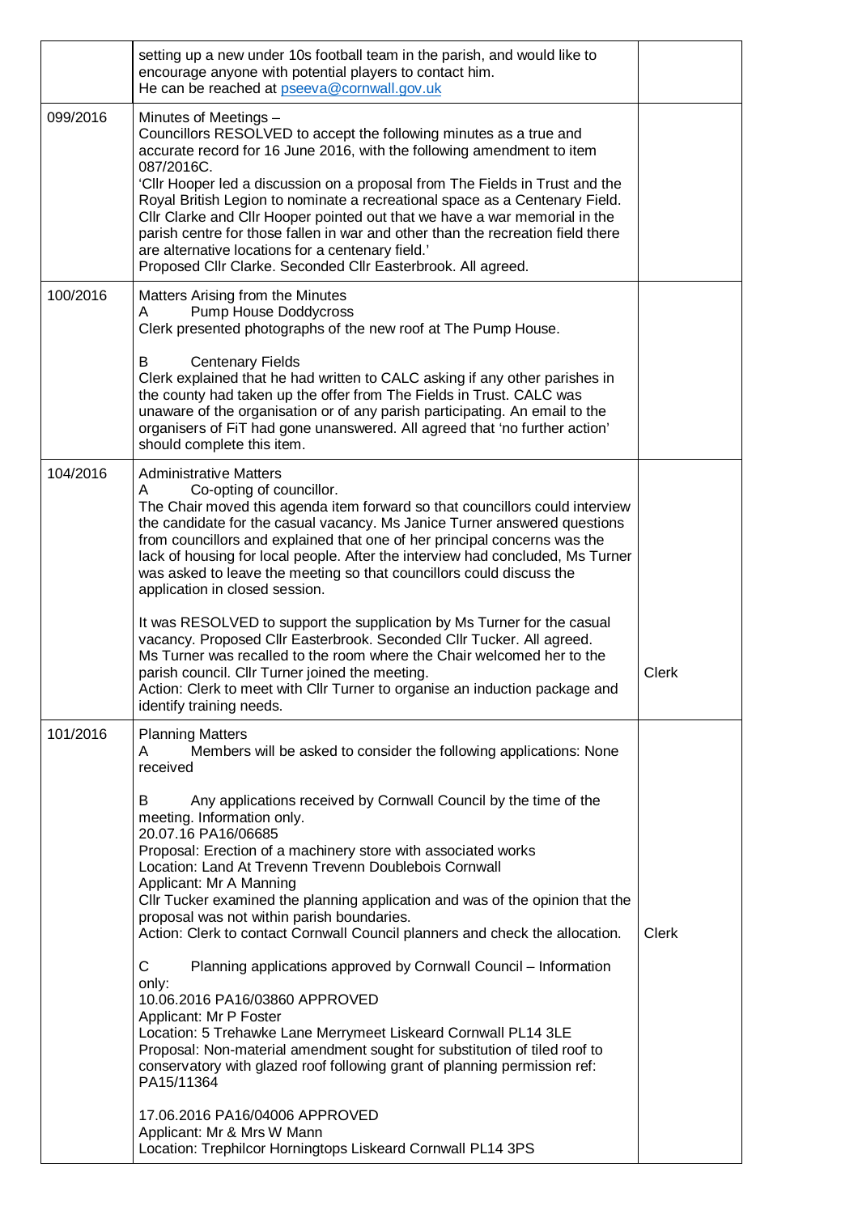| | | |
|---|---|---|
| | setting up a new under 10s football team in the parish, and would like to encourage anyone with potential players to contact him.<br>He can be reached at pseeva@cornwall.gov.uk | |
| 099/2016 | Minutes of Meetings –<br>Councillors RESOLVED to accept the following minutes as a true and accurate record for 16 June 2016, with the following amendment to item 087/2016C.<br>'Cllr Hooper led a discussion on a proposal from The Fields in Trust and the Royal British Legion to nominate a recreational space as a Centenary Field. Cllr Clarke and Cllr Hooper pointed out that we have a war memorial in the parish centre for those fallen in war and other than the recreation field there are alternative locations for a centenary field.'<br>Proposed Cllr Clarke. Seconded Cllr Easterbrook. All agreed. | |
| 100/2016 | Matters Arising from the Minutes<br>A Pump House Doddycross<br>Clerk presented photographs of the new roof at The Pump House.<br><br>B Centenary Fields<br>Clerk explained that he had written to CALC asking if any other parishes in the county had taken up the offer from The Fields in Trust. CALC was unaware of the organisation or of any parish participating. An email to the organisers of FiT had gone unanswered. All agreed that 'no further action' should complete this item. | |
| 104/2016 | Administrative Matters<br>A Co-opting of councillor.<br>The Chair moved this agenda item forward so that councillors could interview the candidate for the casual vacancy. Ms Janice Turner answered questions from councillors and explained that one of her principal concerns was the lack of housing for local people. After the interview had concluded, Ms Turner was asked to leave the meeting so that councillors could discuss the application in closed session.<br><br>It was RESOLVED to support the supplication by Ms Turner for the casual vacancy. Proposed Cllr Easterbrook. Seconded Cllr Tucker. All agreed.<br>Ms Turner was recalled to the room where the Chair welcomed her to the parish council. Cllr Turner joined the meeting.<br>Action: Clerk to meet with Cllr Turner to organise an induction package and identify training needs. | Clerk |
| 101/2016 | Planning Matters<br>A Members will be asked to consider the following applications: None received<br><br>B Any applications received by Cornwall Council by the time of the meeting. Information only.<br>20.07.16 PA16/06685<br>Proposal: Erection of a machinery store with associated works<br>Location: Land At Trevenn Trevenn Doublebois Cornwall<br>Applicant: Mr A Manning<br>Cllr Tucker examined the planning application and was of the opinion that the proposal was not within parish boundaries.<br>Action: Clerk to contact Cornwall Council planners and check the allocation.<br><br>C Planning applications approved by Cornwall Council – Information only:<br>10.06.2016 PA16/03860 APPROVED<br>Applicant: Mr P Foster<br>Location: 5 Trehawke Lane Merrymeet Liskeard Cornwall PL14 3LE<br>Proposal: Non-material amendment sought for substitution of tiled roof to conservatory with glazed roof following grant of planning permission ref: PA15/11364<br><br>17.06.2016 PA16/04006 APPROVED<br>Applicant: Mr & Mrs W Mann<br>Location: Trephilcor Horningtops Liskeard Cornwall PL14 3PS | Clerk |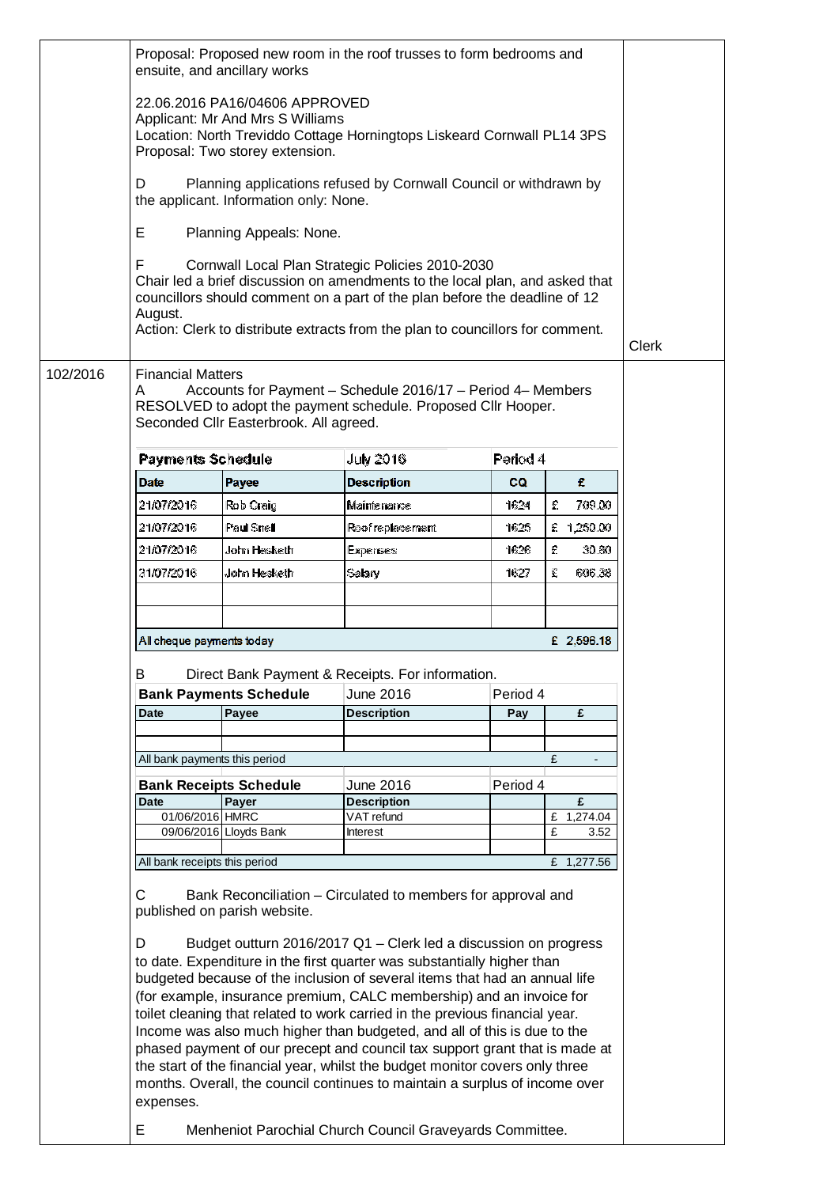| | | |
|---|---|---|
| | Proposal: Proposed new room in the roof trusses to form bedrooms and ensuite, and ancillary works<br><br>22.06.2016 PA16/04606 APPROVED<br>Applicant: Mr And Mrs S Williams<br>Location: North Treviddo Cottage Horningtops Liskeard Cornwall PL14 3PS<br>Proposal: Two storey extension.<br><br>D Planning applications refused by Cornwall Council or withdrawn by the applicant. Information only: None.<br><br>E Planning Appeals: None.<br><br>F Cornwall Local Plan Strategic Policies 2010-2030<br>Chair led a brief discussion on amendments to the local plan, and asked that councillors should comment on a part of the plan before the deadline of 12 August.<br>Action: Clerk to distribute extracts from the plan to councillors for comment. | Clerk |
| 102/2016 | Financial Matters<br>A Accounts for Payment – Schedule 2016/17 – Period 4– Members RESOLVED to adopt the payment schedule. Proposed Cllr Hooper. Seconded Cllr Easterbrook. All agreed. | |

**Payments Schedule** July 2016 Period 4

| Date | Payee | Description | CQ | £ |
|---|---|---|---|---|
| 21/07/2016 | Rob Craig | Maintenance | 1624 | £ 709.00 |
| 21/07/2016 | Paul Snell | Roof replacement | 1625 | £ 1,250.00 |
| 21/07/2016 | John Hesketh | Expenses | 1626 | £ 30.80 |
| 31/07/2016 | John Hesketh | Salary | 1627 | £ 606.38 |
| | | | | |
| | | | | |
| All cheque payments today | | | | £ 2,596.18 |

B Direct Bank Payment & Receipts. For information.

**Bank Payments Schedule** June 2016 Period 4

| Date | Payee | Description | Pay | £ |
|---|---|---|---|---|
| | | | | |
| | | | | |
| All bank payments this period | | | | £ - |

**Bank Receipts Schedule** June 2016 Period 4

| Date | Payer | Description | | £ |
|---|---|---|---|---|
| 01/06/2016 | HMRC | VAT refund | | £ 1,274.04 |
| 09/06/2016 | Lloyds Bank | Interest | | £ 3.52 |
| | | | | |
| All bank receipts this period | | | | £ 1,277.56 |

C Bank Reconciliation – Circulated to members for approval and published on parish website.

D Budget outturn 2016/2017 Q1 – Clerk led a discussion on progress to date. Expenditure in the first quarter was substantially higher than budgeted because of the inclusion of several items that had an annual life (for example, insurance premium, CALC membership) and an invoice for toilet cleaning that related to work carried in the previous financial year. Income was also much higher than budgeted, and all of this is due to the phased payment of our precept and council tax support grant that is made at the start of the financial year, whilst the budget monitor covers only three months. Overall, the council continues to maintain a surplus of income over expenses.

E Menheniot Parochial Church Council Graveyards Committee.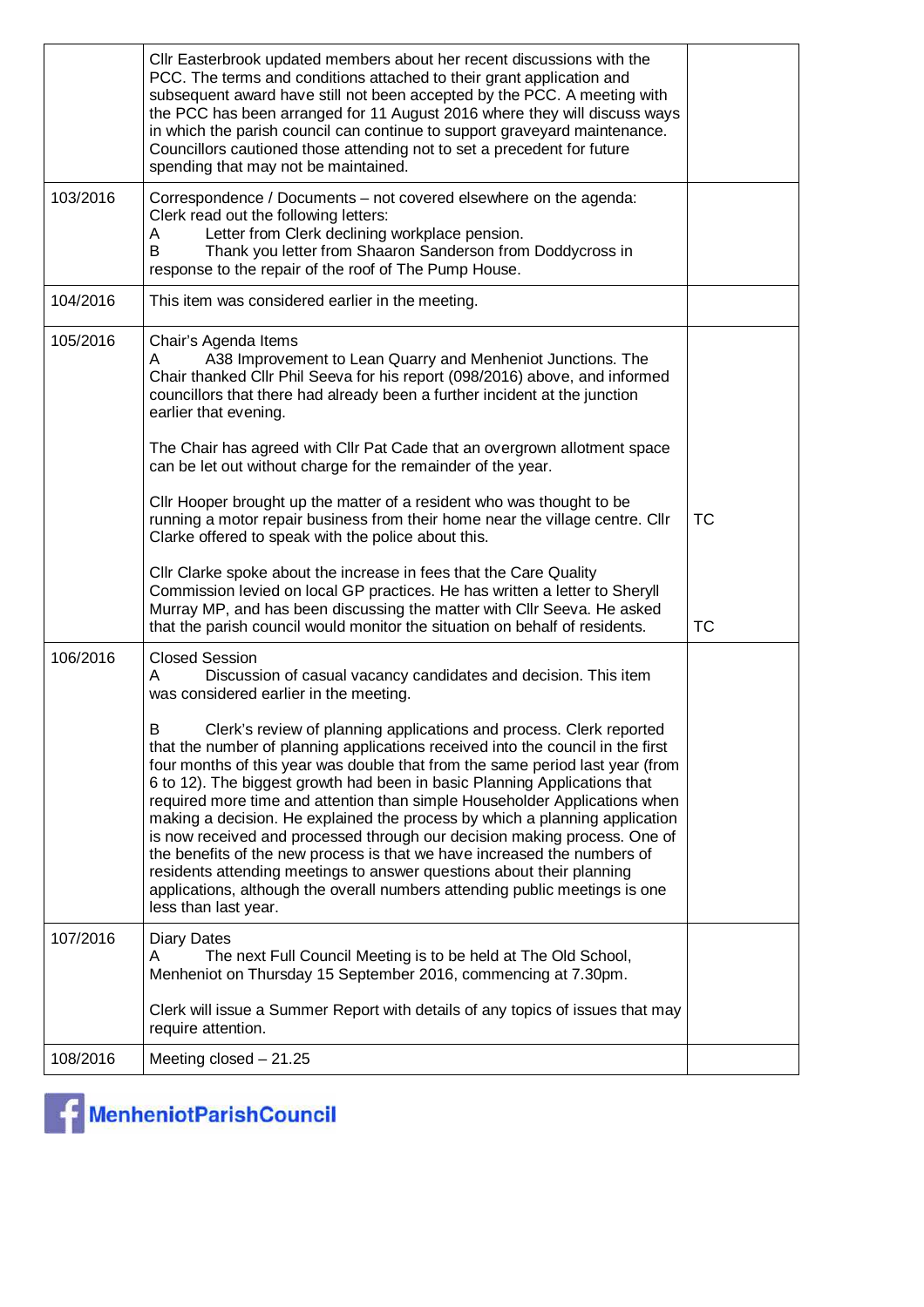| | | |
|---|---|---|
| | Cllr Easterbrook updated members about her recent discussions with the PCC. The terms and conditions attached to their grant application and subsequent award have still not been accepted by the PCC. A meeting with the PCC has been arranged for 11 August 2016 where they will discuss ways in which the parish council can continue to support graveyard maintenance. Councillors cautioned those attending not to set a precedent for future spending that may not be maintained. | |
| 103/2016 | Correspondence / Documents – not covered elsewhere on the agenda:<br>Clerk read out the following letters:<br>A Letter from Clerk declining workplace pension.<br>B Thank you letter from Shaaron Sanderson from Doddycross in response to the repair of the roof of The Pump House. | |
| 104/2016 | This item was considered earlier in the meeting. | |
| 105/2016 | Chair's Agenda Items<br>A A38 Improvement to Lean Quarry and Menheniot Junctions. The Chair thanked Cllr Phil Seeva for his report (098/2016) above, and informed councillors that there had already been a further incident at the junction earlier that evening.<br><br>The Chair has agreed with Cllr Pat Cade that an overgrown allotment space can be let out without charge for the remainder of the year.<br><br>Cllr Hooper brought up the matter of a resident who was thought to be running a motor repair business from their home near the village centre. Cllr Clarke offered to speak with the police about this.<br><br>Cllr Clarke spoke about the increase in fees that the Care Quality Commission levied on local GP practices. He has written a letter to Sheryll Murray MP, and has been discussing the matter with Cllr Seeva. He asked that the parish council would monitor the situation on behalf of residents. | TC<br><br>TC |
| 106/2016 | Closed Session<br>A Discussion of casual vacancy candidates and decision. This item was considered earlier in the meeting.<br><br>B Clerk's review of planning applications and process. Clerk reported that the number of planning applications received into the council in the first four months of this year was double that from the same period last year (from 6 to 12). The biggest growth had been in basic Planning Applications that required more time and attention than simple Householder Applications when making a decision. He explained the process by which a planning application is now received and processed through our decision making process. One of the benefits of the new process is that we have increased the numbers of residents attending meetings to answer questions about their planning applications, although the overall numbers attending public meetings is one less than last year. | |
| 107/2016 | Diary Dates<br>A The next Full Council Meeting is to be held at The Old School, Menheniot on Thursday 15 September 2016, commencing at 7.30pm.<br><br>Clerk will issue a Summer Report with details of any topics of issues that may require attention. | |
| 108/2016 | Meeting closed – 21.25 | |

MenheniotParishCouncil